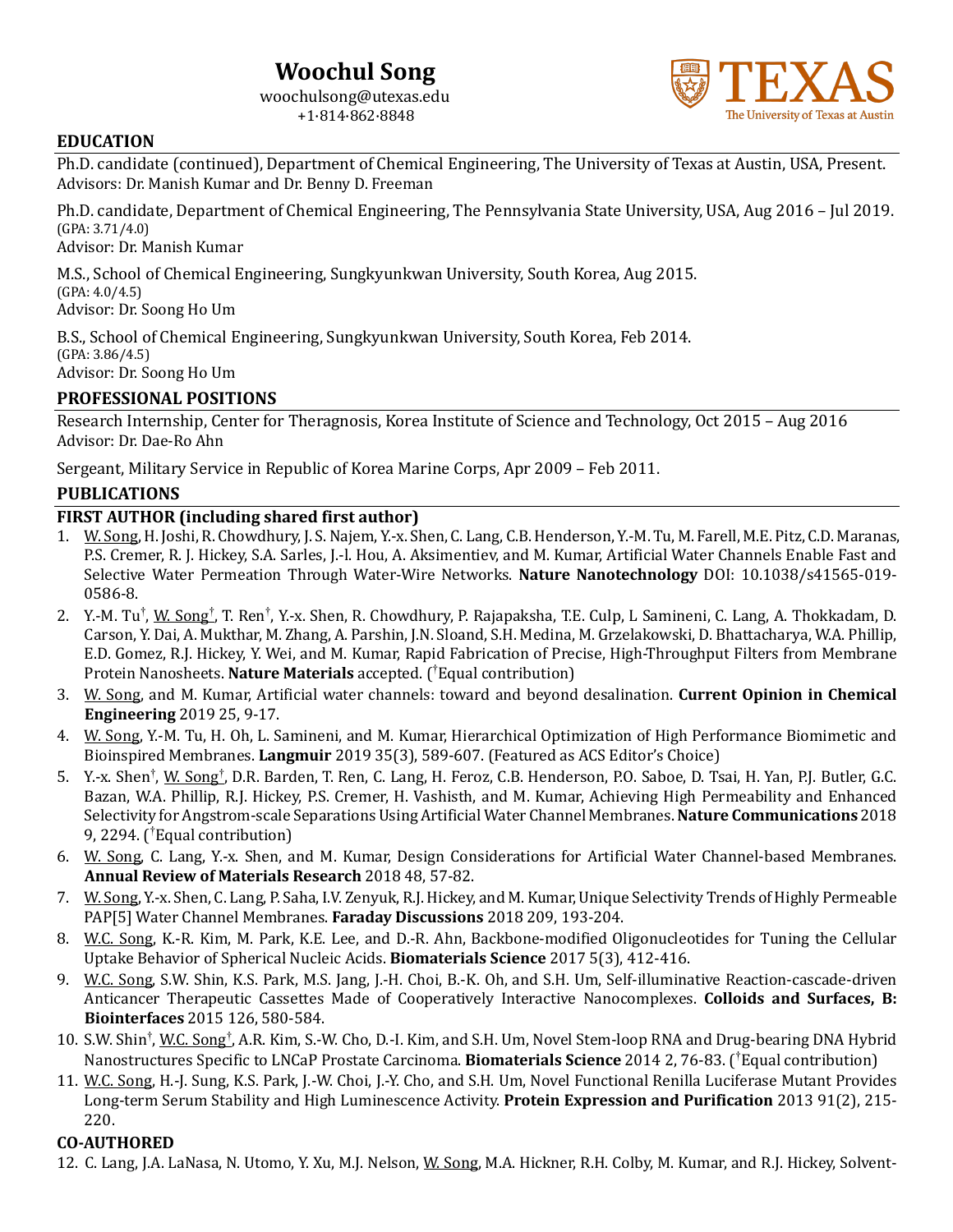# Woochul Song

woochulsong@utexas.edu
+1·814·862·8848

## EDUCATION

Ph.D. candidate (continued), Department of Chemical Engineering, The University of Texas at Austin, USA, Present.
Advisors: Dr. Manish Kumar and Dr. Benny D. Freeman

Ph.D. candidate, Department of Chemical Engineering, The Pennsylvania State University, USA, Aug 2016 – Jul 2019.
(GPA: 3.71/4.0)
Advisor: Dr. Manish Kumar

M.S., School of Chemical Engineering, Sungkyunkwan University, South Korea, Aug 2015.
(GPA: 4.0/4.5)
Advisor: Dr. Soong Ho Um

B.S., School of Chemical Engineering, Sungkyunkwan University, South Korea, Feb 2014.
(GPA: 3.86/4.5)
Advisor: Dr. Soong Ho Um

## PROFESSIONAL POSITIONS

Research Internship, Center for Theragnosis, Korea Institute of Science and Technology, Oct 2015 – Aug 2016
Advisor: Dr. Dae-Ro Ahn

Sergeant, Military Service in Republic of Korea Marine Corps, Apr 2009 – Feb 2011.

## PUBLICATIONS

### FIRST AUTHOR (including shared first author)

1. W. Song, H. Joshi, R. Chowdhury, J. S. Najem, Y.-x. Shen, C. Lang, C.B. Henderson, Y.-M. Tu, M. Farell, M.E. Pitz, C.D. Maranas, P.S. Cremer, R. J. Hickey, S.A. Sarles, J.-l. Hou, A. Aksimentiev, and M. Kumar, Artificial Water Channels Enable Fast and Selective Water Permeation Through Water-Wire Networks. **Nature Nanotechnology** DOI: 10.1038/s41565-019-0586-8.
2. Y.-M. Tu†, W. Song†, T. Ren†, Y.-x. Shen, R. Chowdhury, P. Rajapaksha, T.E. Culp, L Samineni, C. Lang, A. Thokkadam, D. Carson, Y. Dai, A. Mukthar, M. Zhang, A. Parshin, J.N. Sloand, S.H. Medina, M. Grzelakowski, D. Bhattacharya, W.A. Phillip, E.D. Gomez, R.J. Hickey, Y. Wei, and M. Kumar, Rapid Fabrication of Precise, High-Throughput Filters from Membrane Protein Nanosheets. **Nature Materials** accepted. (†Equal contribution)
3. W. Song, and M. Kumar, Artificial water channels: toward and beyond desalination. **Current Opinion in Chemical Engineering** 2019 25, 9-17.
4. W. Song, Y.-M. Tu, H. Oh, L. Samineni, and M. Kumar, Hierarchical Optimization of High Performance Biomimetic and Bioinspired Membranes. **Langmuir** 2019 35(3), 589-607. (Featured as ACS Editor's Choice)
5. Y.-x. Shen†, W. Song†, D.R. Barden, T. Ren, C. Lang, H. Feroz, C.B. Henderson, P.O. Saboe, D. Tsai, H. Yan, P.J. Butler, G.C. Bazan, W.A. Phillip, R.J. Hickey, P.S. Cremer, H. Vashisth, and M. Kumar, Achieving High Permeability and Enhanced Selectivity for Angstrom-scale Separations Using Artificial Water Channel Membranes. **Nature Communications** 2018 9, 2294. (†Equal contribution)
6. W. Song, C. Lang, Y.-x. Shen, and M. Kumar, Design Considerations for Artificial Water Channel-based Membranes. **Annual Review of Materials Research** 2018 48, 57-82.
7. W. Song, Y.-x. Shen, C. Lang, P. Saha, I.V. Zenyuk, R.J. Hickey, and M. Kumar, Unique Selectivity Trends of Highly Permeable PAP[5] Water Channel Membranes. **Faraday Discussions** 2018 209, 193-204.
8. W.C. Song, K.-R. Kim, M. Park, K.E. Lee, and D.-R. Ahn, Backbone-modified Oligonucleotides for Tuning the Cellular Uptake Behavior of Spherical Nucleic Acids. **Biomaterials Science** 2017 5(3), 412-416.
9. W.C. Song, S.W. Shin, K.S. Park, M.S. Jang, J.-H. Choi, B.-K. Oh, and S.H. Um, Self-illuminative Reaction-cascade-driven Anticancer Therapeutic Cassettes Made of Cooperatively Interactive Nanocomplexes. **Colloids and Surfaces, B: Biointerfaces** 2015 126, 580-584.
10. S.W. Shin†, W.C. Song†, A.R. Kim, S.-W. Cho, D.-I. Kim, and S.H. Um, Novel Stem-loop RNA and Drug-bearing DNA Hybrid Nanostructures Specific to LNCaP Prostate Carcinoma. **Biomaterials Science** 2014 2, 76-83. (†Equal contribution)
11. W.C. Song, H.-J. Sung, K.S. Park, J.-W. Choi, J.-Y. Cho, and S.H. Um, Novel Functional Renilla Luciferase Mutant Provides Long-term Serum Stability and High Luminescence Activity. **Protein Expression and Purification** 2013 91(2), 215-220.

### CO-AUTHORED

12. C. Lang, J.A. LaNasa, N. Utomo, Y. Xu, M.J. Nelson, W. Song, M.A. Hickner, R.H. Colby, M. Kumar, and R.J. Hickey, Solvent-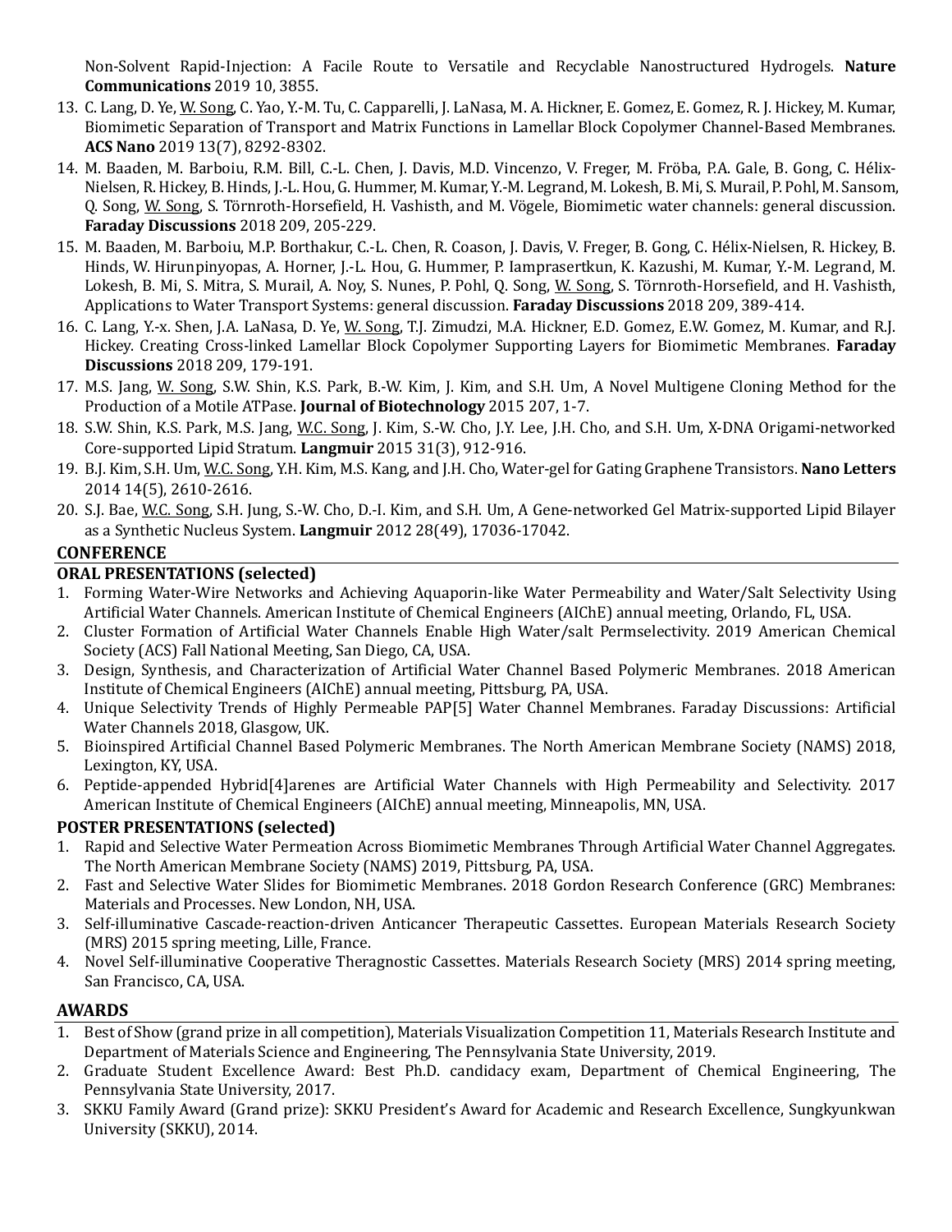Non-Solvent Rapid-Injection: A Facile Route to Versatile and Recyclable Nanostructured Hydrogels. **Nature Communications** 2019 10, 3855.

13. C. Lang, D. Ye, W. Song, C. Yao, Y.-M. Tu, C. Capparelli, J. LaNasa, M. A. Hickner, E. Gomez, E. Gomez, R. J. Hickey, M. Kumar, Biomimetic Separation of Transport and Matrix Functions in Lamellar Block Copolymer Channel-Based Membranes. **ACS Nano** 2019 13(7), 8292-8302.
14. M. Baaden, M. Barboiu, R.M. Bill, C.-L. Chen, J. Davis, M.D. Vincenzo, V. Freger, M. Fröba, P.A. Gale, B. Gong, C. Hélix-Nielsen, R. Hickey, B. Hinds, J.-L. Hou, G. Hummer, M. Kumar, Y.-M. Legrand, M. Lokesh, B. Mi, S. Murail, P. Pohl, M. Sansom, Q. Song, W. Song, S. Törnroth-Horsefield, H. Vashisth, and M. Vögele, Biomimetic water channels: general discussion. **Faraday Discussions** 2018 209, 205-229.
15. M. Baaden, M. Barboiu, M.P. Borthakur, C.-L. Chen, R. Coason, J. Davis, V. Freger, B. Gong, C. Hélix-Nielsen, R. Hickey, B. Hinds, W. Hirunpinyopas, A. Horner, J.-L. Hou, G. Hummer, P. Iamprasertkun, K. Kazushi, M. Kumar, Y.-M. Legrand, M. Lokesh, B. Mi, S. Mitra, S. Murail, A. Noy, S. Nunes, P. Pohl, Q. Song, W. Song, S. Törnroth-Horsefield, and H. Vashisth, Applications to Water Transport Systems: general discussion. **Faraday Discussions** 2018 209, 389-414.
16. C. Lang, Y.-x. Shen, J.A. LaNasa, D. Ye, W. Song, T.J. Zimudzi, M.A. Hickner, E.D. Gomez, E.W. Gomez, M. Kumar, and R.J. Hickey. Creating Cross-linked Lamellar Block Copolymer Supporting Layers for Biomimetic Membranes. **Faraday Discussions** 2018 209, 179-191.
17. M.S. Jang, W. Song, S.W. Shin, K.S. Park, B.-W. Kim, J. Kim, and S.H. Um, A Novel Multigene Cloning Method for the Production of a Motile ATPase. **Journal of Biotechnology** 2015 207, 1-7.
18. S.W. Shin, K.S. Park, M.S. Jang, W.C. Song, J. Kim, S.-W. Cho, J.Y. Lee, J.H. Cho, and S.H. Um, X-DNA Origami-networked Core-supported Lipid Stratum. **Langmuir** 2015 31(3), 912-916.
19. B.J. Kim, S.H. Um, W.C. Song, Y.H. Kim, M.S. Kang, and J.H. Cho, Water-gel for Gating Graphene Transistors. **Nano Letters** 2014 14(5), 2610-2616.
20. S.J. Bae, W.C. Song, S.H. Jung, S.-W. Cho, D.-I. Kim, and S.H. Um, A Gene-networked Gel Matrix-supported Lipid Bilayer as a Synthetic Nucleus System. **Langmuir** 2012 28(49), 17036-17042.

## CONFERENCE

### ORAL PRESENTATIONS (selected)

1. Forming Water-Wire Networks and Achieving Aquaporin-like Water Permeability and Water/Salt Selectivity Using Artificial Water Channels. American Institute of Chemical Engineers (AIChE) annual meeting, Orlando, FL, USA.
2. Cluster Formation of Artificial Water Channels Enable High Water/salt Permselectivity. 2019 American Chemical Society (ACS) Fall National Meeting, San Diego, CA, USA.
3. Design, Synthesis, and Characterization of Artificial Water Channel Based Polymeric Membranes. 2018 American Institute of Chemical Engineers (AIChE) annual meeting, Pittsburg, PA, USA.
4. Unique Selectivity Trends of Highly Permeable PAP[5] Water Channel Membranes. Faraday Discussions: Artificial Water Channels 2018, Glasgow, UK.
5. Bioinspired Artificial Channel Based Polymeric Membranes. The North American Membrane Society (NAMS) 2018, Lexington, KY, USA.
6. Peptide-appended Hybrid[4]arenes are Artificial Water Channels with High Permeability and Selectivity. 2017 American Institute of Chemical Engineers (AIChE) annual meeting, Minneapolis, MN, USA.

### POSTER PRESENTATIONS (selected)

1. Rapid and Selective Water Permeation Across Biomimetic Membranes Through Artificial Water Channel Aggregates. The North American Membrane Society (NAMS) 2019, Pittsburg, PA, USA.
2. Fast and Selective Water Slides for Biomimetic Membranes. 2018 Gordon Research Conference (GRC) Membranes: Materials and Processes. New London, NH, USA.
3. Self-illuminative Cascade-reaction-driven Anticancer Therapeutic Cassettes. European Materials Research Society (MRS) 2015 spring meeting, Lille, France.
4. Novel Self-illuminative Cooperative Theragnostic Cassettes. Materials Research Society (MRS) 2014 spring meeting, San Francisco, CA, USA.

## AWARDS

1. Best of Show (grand prize in all competition), Materials Visualization Competition 11, Materials Research Institute and Department of Materials Science and Engineering, The Pennsylvania State University, 2019.
2. Graduate Student Excellence Award: Best Ph.D. candidacy exam, Department of Chemical Engineering, The Pennsylvania State University, 2017.
3. SKKU Family Award (Grand prize): SKKU President's Award for Academic and Research Excellence, Sungkyunkwan University (SKKU), 2014.